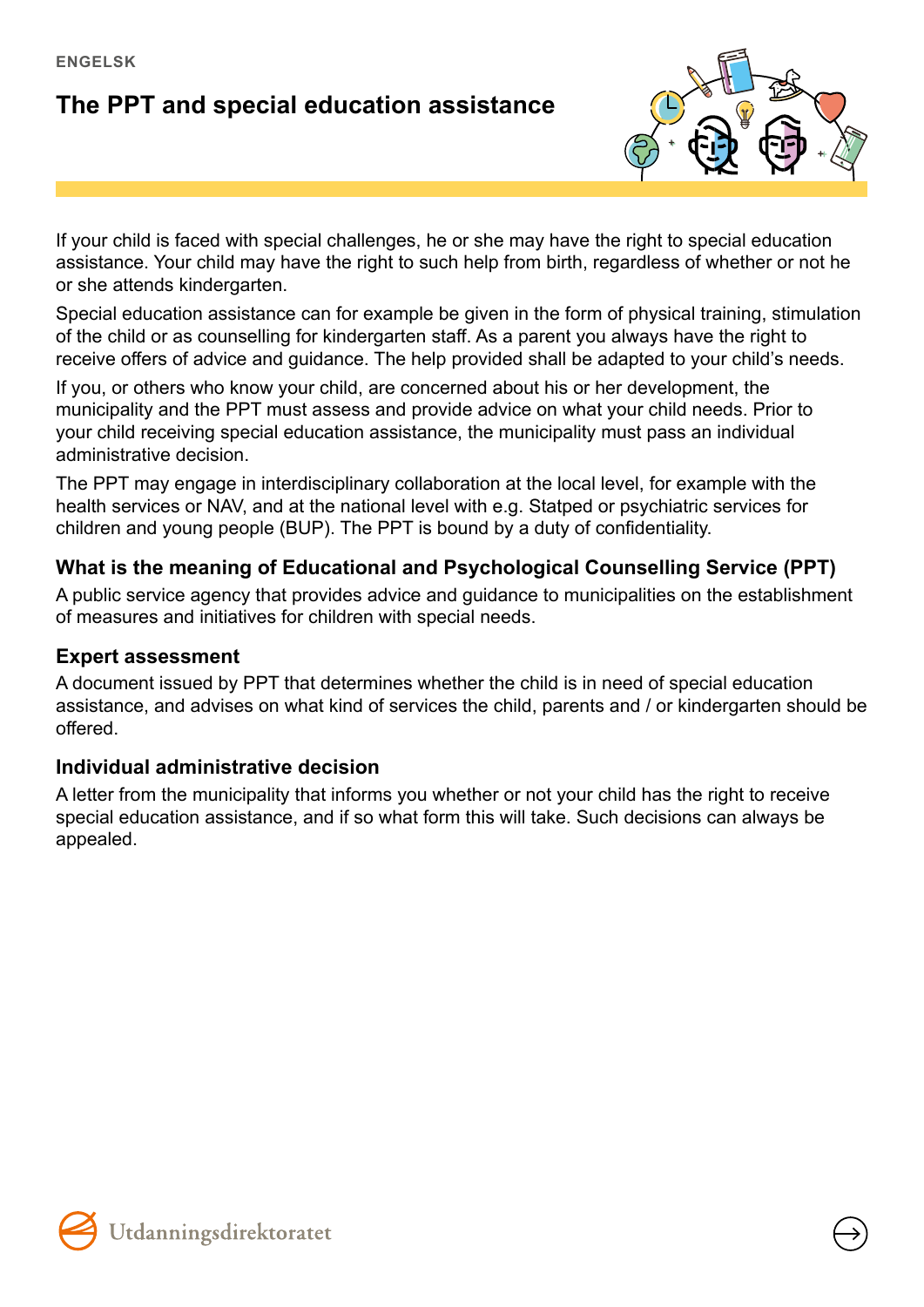ENGELSK

# The PPT and special education assistance

If your child is faced with special challenges, he or she may have the right to special education assistance. Your child may have the right to such help from birth, regardless of whether or not he or she attends kindergarten.

Special education assistance can for example be given in the form of physical training, stimulation of the child or as counselling for kindergarten staff. As a parent you always have the right to receive offers of advice and guidance. The help provided shall be adapted to your child's needs.

If you, or others who know your child, are concerned about his or her development, the municipality and the PPT must assess and provide advice on what your child needs. Prior to your child receiving special education assistance, the municipality must pass an individual administrative decision.

The PPT may engage in interdisciplinary collaboration at the local level, for example with the health services or NAV, and at the national level with e.g. Statped or psychiatric services for children and young people (BUP). The PPT is bound by a duty of confidentiality.

### What is the meaning of Educational and Psychological Counselling Service (PPT)

A public service agency that provides advice and guidance to municipalities on the establishment of measures and initiatives for children with special needs.

### Expert assessment

A document issued by PPT that determines whether the child is in need of special education assistance, and advises on what kind of services the child, parents and / or kindergarten should be offered.

### Individual administrative decision

A letter from the municipality that informs you whether or not your child has the right to receive special education assistance, and if so what form this will take. Such decisions can always be appealed.

Utdanningsdirektoratet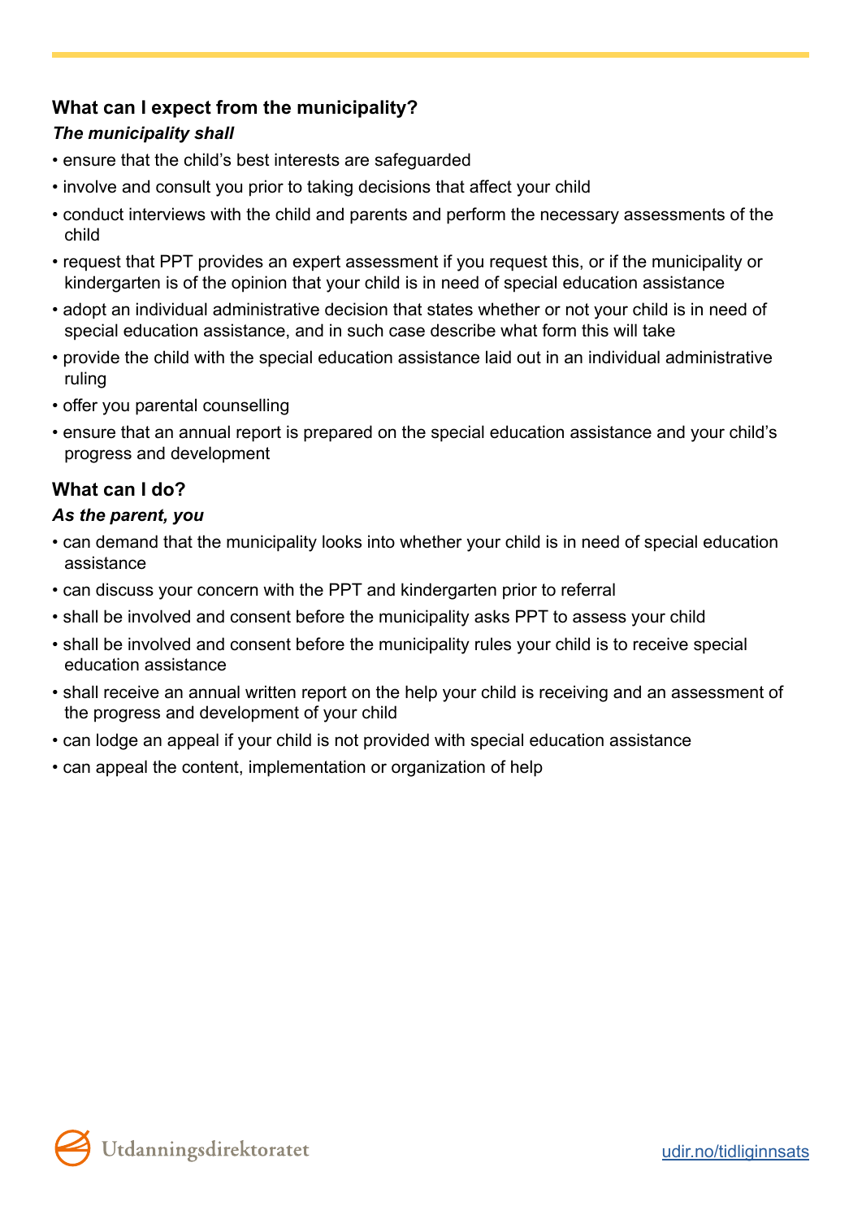## What can I expect from the municipality?

***The municipality shall***

- ensure that the child's best interests are safeguarded
- involve and consult you prior to taking decisions that affect your child
- conduct interviews with the child and parents and perform the necessary assessments of the child
- request that PPT provides an expert assessment if you request this, or if the municipality or kindergarten is of the opinion that your child is in need of special education assistance
- adopt an individual administrative decision that states whether or not your child is in need of special education assistance, and in such case describe what form this will take
- provide the child with the special education assistance laid out in an individual administrative ruling
- offer you parental counselling
- ensure that an annual report is prepared on the special education assistance and your child's progress and development

## What can I do?

***As the parent, you***

- can demand that the municipality looks into whether your child is in need of special education assistance
- can discuss your concern with the PPT and kindergarten prior to referral
- shall be involved and consent before the municipality asks PPT to assess your child
- shall be involved and consent before the municipality rules your child is to receive special education assistance
- shall receive an annual written report on the help your child is receiving and an assessment of the progress and development of your child
- can lodge an appeal if your child is not provided with special education assistance
- can appeal the content, implementation or organization of help

Utdanningsdirektoratet

udir.no/tidliginnsats